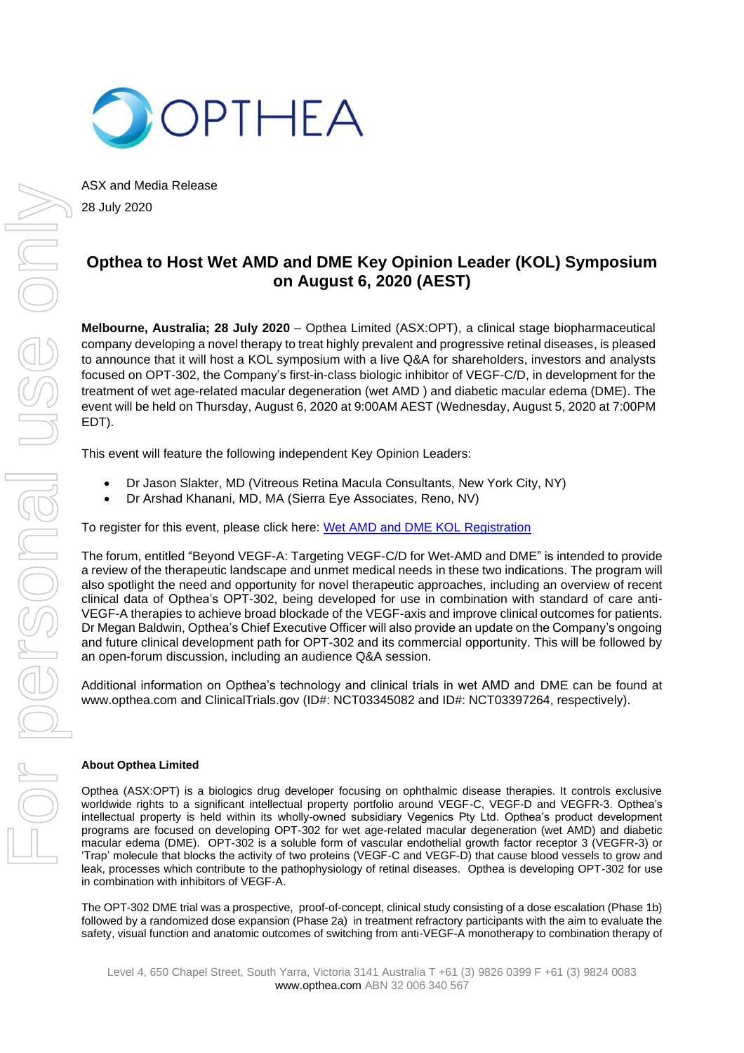ASX and Media Release

28 July 2020

# Opthea to Host Wet AMD and DME Key Opinion Leader (KOL) Symposium on August 6, 2020 (AEST)

**Melbourne, Australia; 28 July 2020** – Opthea Limited (ASX:OPT), a clinical stage biopharmaceutical company developing a novel therapy to treat highly prevalent and progressive retinal diseases, is pleased to announce that it will host a KOL symposium with a live Q&A for shareholders, investors and analysts focused on OPT-302, the Company's first-in-class biologic inhibitor of VEGF-C/D, in development for the treatment of wet age-related macular degeneration (wet AMD ) and diabetic macular edema (DME). The event will be held on Thursday, August 6, 2020 at 9:00AM AEST (Wednesday, August 5, 2020 at 7:00PM EDT).

This event will feature the following independent Key Opinion Leaders:

- Dr Jason Slakter, MD (Vitreous Retina Macula Consultants, New York City, NY)
- Dr Arshad Khanani, MD, MA (Sierra Eye Associates, Reno, NV)

To register for this event, please click here: Wet AMD and DME KOL Registration

The forum, entitled "Beyond VEGF-A: Targeting VEGF-C/D for Wet-AMD and DME" is intended to provide a review of the therapeutic landscape and unmet medical needs in these two indications. The program will also spotlight the need and opportunity for novel therapeutic approaches, including an overview of recent clinical data of Opthea's OPT-302, being developed for use in combination with standard of care anti-VEGF-A therapies to achieve broad blockade of the VEGF-axis and improve clinical outcomes for patients. Dr Megan Baldwin, Opthea's Chief Executive Officer will also provide an update on the Company's ongoing and future clinical development path for OPT-302 and its commercial opportunity. This will be followed by an open-forum discussion, including an audience Q&A session.

Additional information on Opthea's technology and clinical trials in wet AMD and DME can be found at www.opthea.com and ClinicalTrials.gov (ID#: NCT03345082 and ID#: NCT03397264, respectively).

**About Opthea Limited**

Opthea (ASX:OPT) is a biologics drug developer focusing on ophthalmic disease therapies. It controls exclusive worldwide rights to a significant intellectual property portfolio around VEGF-C, VEGF-D and VEGFR-3. Opthea's intellectual property is held within its wholly-owned subsidiary Vegenics Pty Ltd. Opthea's product development programs are focused on developing OPT-302 for wet age-related macular degeneration (wet AMD) and diabetic macular edema (DME). OPT-302 is a soluble form of vascular endothelial growth factor receptor 3 (VEGFR-3) or 'Trap' molecule that blocks the activity of two proteins (VEGF-C and VEGF-D) that cause blood vessels to grow and leak, processes which contribute to the pathophysiology of retinal diseases. Opthea is developing OPT-302 for use in combination with inhibitors of VEGF-A.

The OPT-302 DME trial was a prospective, proof-of-concept, clinical study consisting of a dose escalation (Phase 1b) followed by a randomized dose expansion (Phase 2a) in treatment refractory participants with the aim to evaluate the safety, visual function and anatomic outcomes of switching from anti-VEGF-A monotherapy to combination therapy of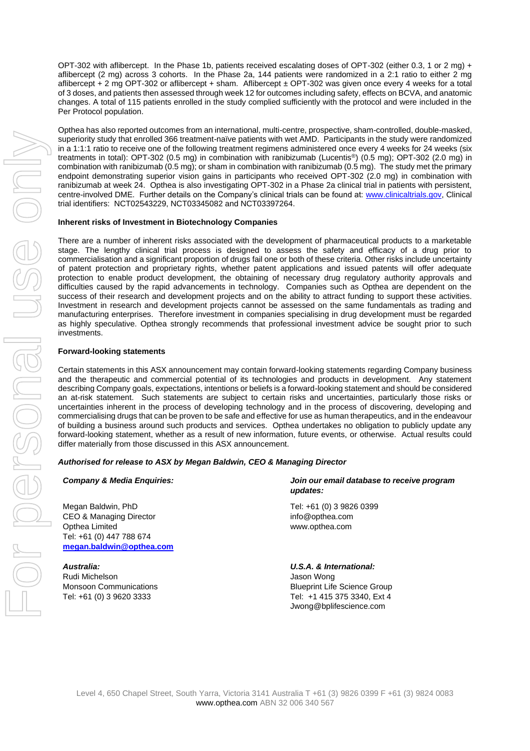OPT-302 with aflibercept. In the Phase 1b, patients received escalating doses of OPT-302 (either 0.3, 1 or 2 mg) + aflibercept (2 mg) across 3 cohorts. In the Phase 2a, 144 patients were randomized in a 2:1 ratio to either 2 mg aflibercept + 2 mg OPT-302 or aflibercept + sham. Aflibercept ± OPT-302 was given once every 4 weeks for a total of 3 doses, and patients then assessed through week 12 for outcomes including safety, effects on BCVA, and anatomic changes. A total of 115 patients enrolled in the study complied sufficiently with the protocol and were included in the Per Protocol population.

Opthea has also reported outcomes from an international, multi-centre, prospective, sham-controlled, double-masked, superiority study that enrolled 366 treatment-naïve patients with wet AMD. Participants in the study were randomized in a 1:1:1 ratio to receive one of the following treatment regimens administered once every 4 weeks for 24 weeks (six treatments in total): OPT-302 (0.5 mg) in combination with ranibizumab (Lucentis®) (0.5 mg); OPT-302 (2.0 mg) in combination with ranibizumab (0.5 mg); or sham in combination with ranibizumab (0.5 mg). The study met the primary endpoint demonstrating superior vision gains in participants who received OPT-302 (2.0 mg) in combination with ranibizumab at week 24. Opthea is also investigating OPT-302 in a Phase 2a clinical trial in patients with persistent, centre-involved DME. Further details on the Company's clinical trials can be found at: [www.clinicaltrials.gov](http://www.clinicaltrials.gov), Clinical trial identifiers: NCT02543229, NCT03345082 and NCT03397264.

**Inherent risks of Investment in Biotechnology Companies**

There are a number of inherent risks associated with the development of pharmaceutical products to a marketable stage. The lengthy clinical trial process is designed to assess the safety and efficacy of a drug prior to commercialisation and a significant proportion of drugs fail one or both of these criteria. Other risks include uncertainty of patent protection and proprietary rights, whether patent applications and issued patents will offer adequate protection to enable product development, the obtaining of necessary drug regulatory authority approvals and difficulties caused by the rapid advancements in technology. Companies such as Opthea are dependent on the success of their research and development projects and on the ability to attract funding to support these activities. Investment in research and development projects cannot be assessed on the same fundamentals as trading and manufacturing enterprises. Therefore investment in companies specialising in drug development must be regarded as highly speculative. Opthea strongly recommends that professional investment advice be sought prior to such investments.

**Forward-looking statements**

Certain statements in this ASX announcement may contain forward-looking statements regarding Company business and the therapeutic and commercial potential of its technologies and products in development. Any statement describing Company goals, expectations, intentions or beliefs is a forward-looking statement and should be considered an at-risk statement. Such statements are subject to certain risks and uncertainties, particularly those risks or uncertainties inherent in the process of developing technology and in the process of discovering, developing and commercialising drugs that can be proven to be safe and effective for use as human therapeutics, and in the endeavour of building a business around such products and services. Opthea undertakes no obligation to publicly update any forward-looking statement, whether as a result of new information, future events, or otherwise. Actual results could differ materially from those discussed in this ASX announcement.

***Authorised for release to ASX by Megan Baldwin, CEO & Managing Director***

***Company & Media Enquiries:***

Megan Baldwin, PhD
CEO & Managing Director
Opthea Limited
Tel: +61 (0) 447 788 674
**[megan.baldwin@opthea.com](mailto:megan.baldwin@opthea.com)**

***Join our email database to receive program updates:***

Tel: +61 (0) 3 9826 0399
info@opthea.com
www.opthea.com

***Australia:***
Rudi Michelson
Monsoon Communications
Tel: +61 (0) 3 9620 3333

***U.S.A. & International:***
Jason Wong
Blueprint Life Science Group
Tel: +1 415 375 3340, Ext 4
Jwong@bplifescience.com